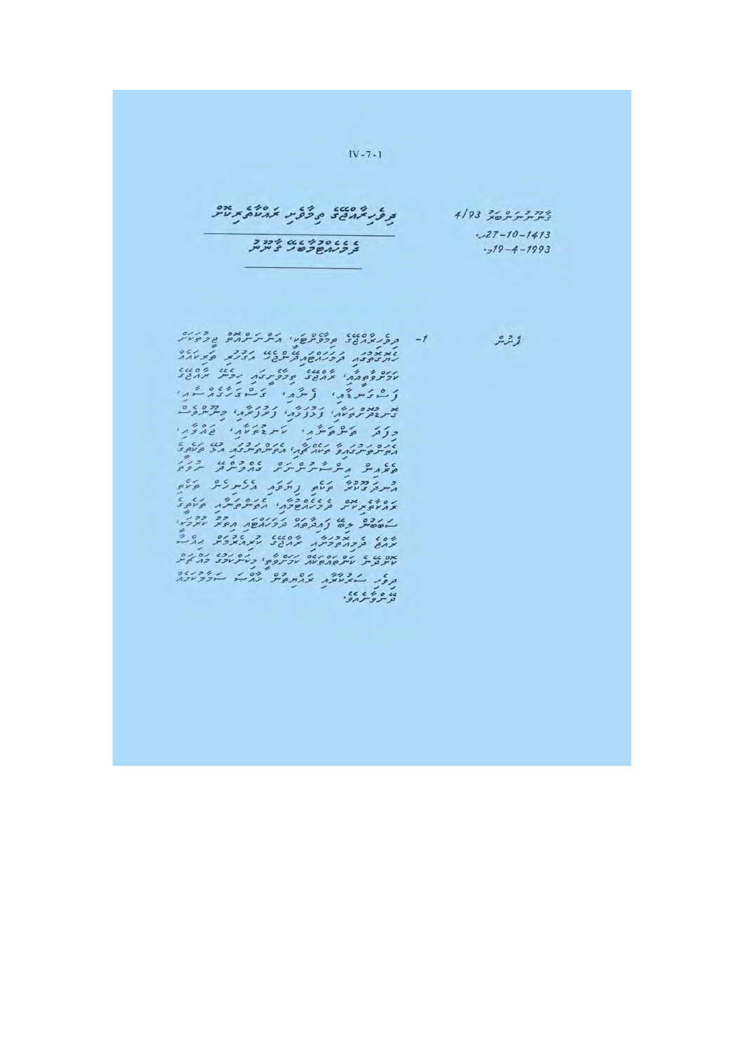IV-7-1

# ދިވެހިރާއްޖޭގެ ތިމާވެށި ރައްކާތެރިކުރުމާއި

## ދެމެހެއްޓުމުގެ ޤާނޫނު

ޤާނޫނު ނަންބަރު 4/93

27-10-1413 ހ.

19-4-1993 މ.

ފެށުން

1- ދިވެހިރާއްޖޭގެ ތިމާވެށްޓަކީ، އަންނަނިވި އޮތް ޖީލުތަކަށް ހިއްސާވާ ދެމެހެއްޓުމުގެ ފައިދާތައް ލިބިދޭ ގޮތަށް ރައްކާތެރިކުރަންޖެހޭ ކަމެއްގައި، ރާއްޖޭގެ ތިމާވެށީގެ ހިމެނޭ ބައިތައް ކަމަށްވާ ރަށްރަށާއި، ފަޅުތައް، ގަސްގަހާގެއްސާއި، ދިރުނދުތަކާއި، ފަރުތަކާއި، ފެނުގެ ވަސީލަތްތަކާއި، މޫސުމާއި، ވައިގެ ކޮލިޓީއާއި، ކަނޑުގައި ދިރިއުޅޭ ތަކެތިއާއި، ތިމާވެށީގެ އެހެނިހެން ބައިތައް ނިޔާވެ ނުދާނެ ގޮތަށް ރައްކާތެރިކުރުމާއި، އެއްގަމާއި ކަނޑުގެ ހުރިހާ ވަސީލަތްތަކެއް ދެމެހެއްޓުމުގެ ބޭނުމުގައި ތިމާވެށި ރައްކާތެރިކުރުމާ ބެހޭ ގޮތުން ދިވެހިރާއްޖޭގެ ސަރުކާރުން ގެންގުޅޭ ސިޔާސަތު ތަންފީޒުކުރުމުގެ މަޤްޞަދުގައި ހަދާފައިވާ ޤާނޫނެވެ.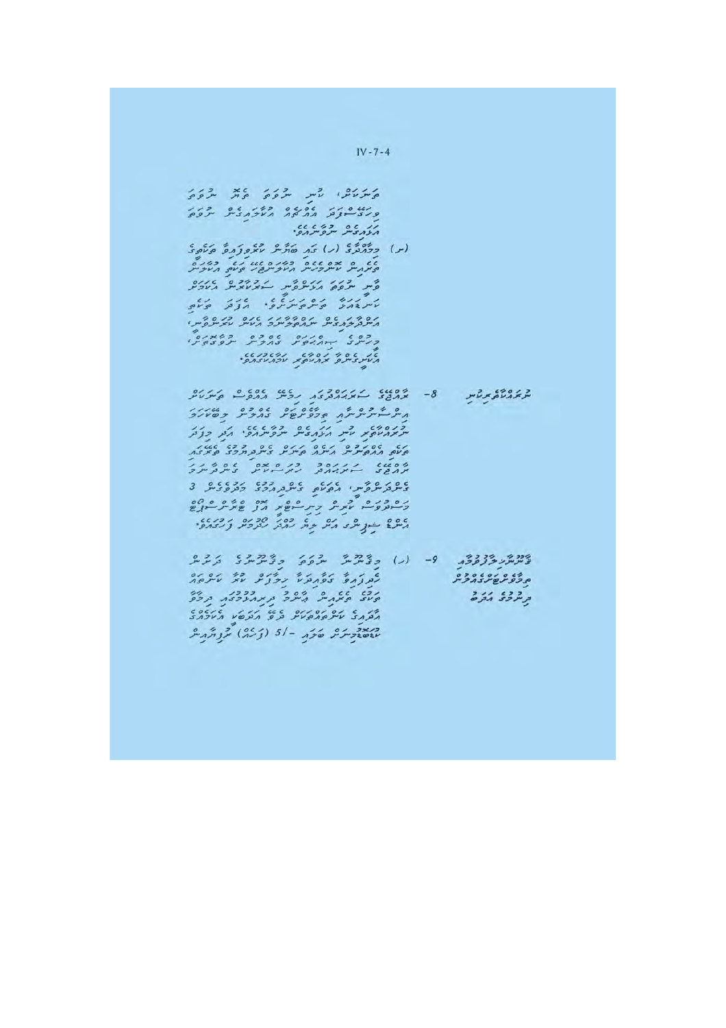ތަނަކަށް، ކުރި ނުވެވޭ ވެރި ނުވެވޭ
ވަގުތީގޮތުން އެއްކޮށް އުނިކޮށްގެން ނުވެވޭ
އަދައިގެން ނުވާނެއެވެ.

(ނ) މިމާއްދާގެ (ހ) ގައި ބަޔާންކުރެވިފައިވާ ތަކެތި
ވެރިޔަކަށް ކޮންމެ ގޮތަކަށް ބޭނުންކުރަން
ވާނަމަ ... ސަރުކާރުގެ އެއްބަސްވުން
ކުރިން ހޯދަން ވާނެއެވެ.

ނުރައްކާތެރިކަން

8- ... ސަރުކާރުން ... ތަނަކަށް
... ބޭނުންކުރުމަށް ...
... ކުރި އަދައިގެން ނުވާނެއެވެ. އަދި މިފަދަ
ތަކެތި ... ތަނުގައި ...
... ސަރުކާރުގެ ...
... ދަށުން 3
... ނުވާނެއެވެ.

ޤާނޫނާ ޚިލާފުވުމުގެ
އަދަބު

9- (ހ) މިޤާނޫނާ ނުވަތަ މިޤާނޫނުގެ ދަށުން ހަދާ
ގަވާއިދަކާ ޚިލާފަށް ... ކުށެއް
ކޮށްފިކަމަށް ސާބިތުވެއްޖެނަމަ ...
... ޖޫރިމަނާ
... 5/- (ފަސް) ރުފިޔާއިން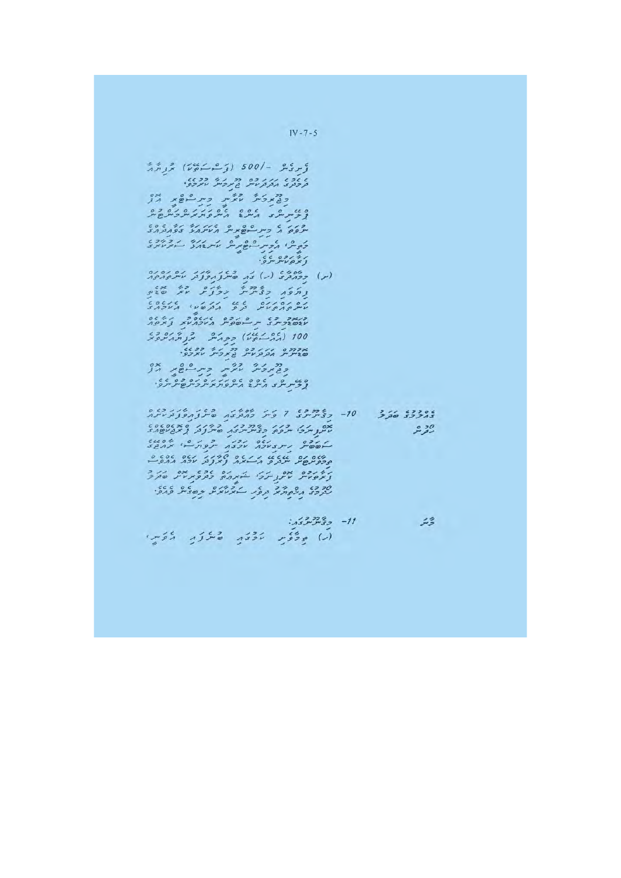ފިނިގެން -/500 (ފަސްސަތޭކަ) ރުފިޔާއާ
ދެމެދުގެ އަދަދަކަށް ޖޫރިމަނާ ކުރުމެވެ.
މިޖޫރިމަނާ ކުރާނީ މިނިސްޓްރީ އޮފް
ފިޝަރީޒް އެންޑް އެގްރިކަލްޗަރުން
ނުވަތަ އެ މިނިސްޓްރީން އެކަށައަޅާ ފަރާތަކުން
މަތިން، އެމިނިސްޓްރީން ކަނޑައަޅާ ސަރުކާރުގެ
ފަރާތަކުންނެވެ.

(ނ) މިގަވާއިދުގެ (ހ) ގައި ބުނެފައިވާފަދަ ކަންތައްތައް
ފިޔަވައި މިގަވާއިދާ ޚިލާފުވާ ކަމެއް ކޮށްފި
ކަންތައްތަކަށް ދޭނީ އަދަބެއް، އެކަމުގެ
ކުށުގެ ބޮޑު ކުޑަމިނުން، އެކަމެއް ފަހަރަކު
100 (އެއްސަތޭކަ) ރުފިޔާއާ ދެމެދުގެ
ބޮޑުނޫން އަދަދަކަށް ޖޫރިމަނާ ކުރުމެވެ.
މިޖޫރިމަނާ ކުރާނީ މިނިސްޓްރީ އޮފް
ފިޝަރީޒް އެންޑް އެގްރިކަލްޗަރުންނެވެ.

**ގަވާއިދަށް ބަދަލު ގެނައުން**

10- މިގަވާއިދުގެ 7 ވަނަ މާއްދާގައި ބުނެފައިވާ ކަންކަމާއި
ކުރިއަށް ހުރި، ސަރުކާރު މިގަވާއިދުގައި ބުނެފައިވާ ކޮންމެ ބަދަލެއް
ސަރުކާރުން ނިންމާ ކަމުގައި ކަމާބެހޭ މިނިސްޓްރީން،
މިނިސްޓްރީގެ ލަފާގެ މަތިން ޕާރލިމަންޓުން އެއްބަސް
ވާނަމަ ކޮންމެ ވަގުތެއްގައި ބަދަލު ގެނެވިދާނެއެވެ
ނަމަވެސް އެކަން ގެނެވޭނީ ސަރުކާރުން ލިޔުމަކުން އެންގުމުންނެވެ.

**މާނަ**

11- މިގަވާއިދުގައި:

(ހ) ތިމާވެށި ހަމަޔަށް ބޭނުމުގައި އެބަހީ،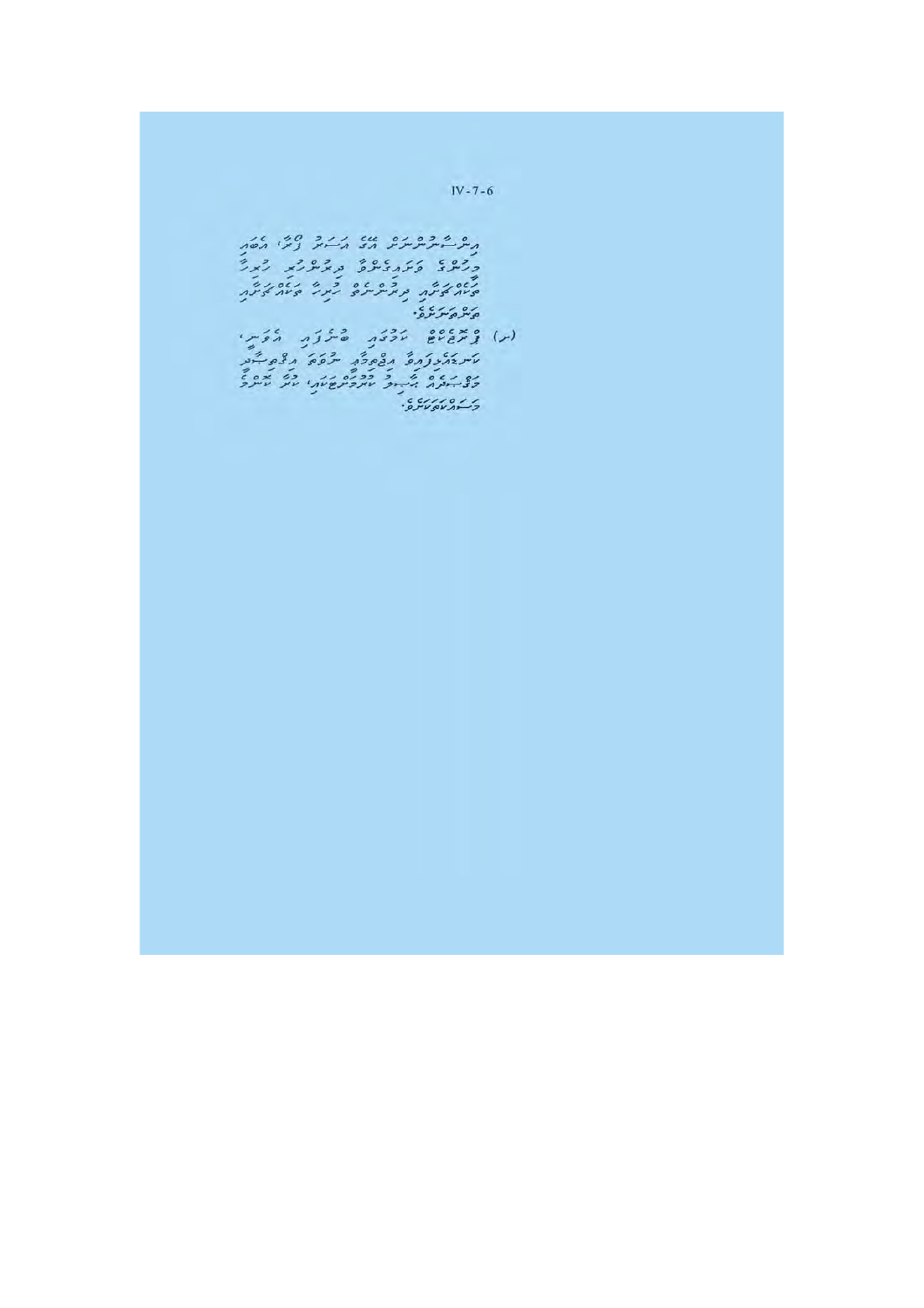IV-7-6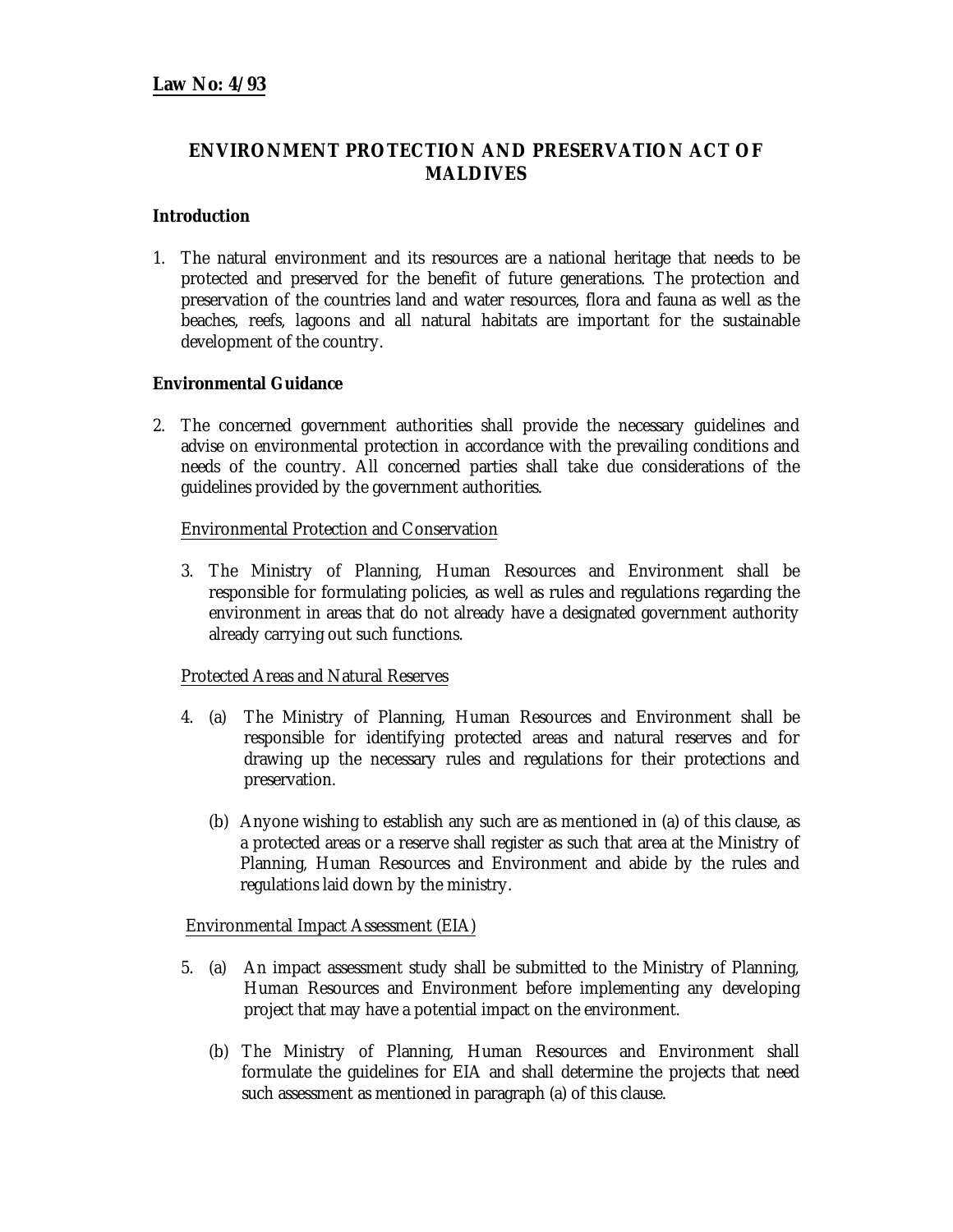**Law No: 4/93**

## ENVIRONMENT PROTECTION AND PRESERVATION ACT OF MALDIVES

**Introduction**

1. The natural environment and its resources are a national heritage that needs to be protected and preserved for the benefit of future generations. The protection and preservation of the countries land and water resources, flora and fauna as well as the beaches, reefs, lagoons and all natural habitats are important for the sustainable development of the country.

**Environmental Guidance**

2. The concerned government authorities shall provide the necessary guidelines and advise on environmental protection in accordance with the prevailing conditions and needs of the country. All concerned parties shall take due considerations of the guidelines provided by the government authorities.

Environmental Protection and Conservation

3. The Ministry of Planning, Human Resources and Environment shall be responsible for formulating policies, as well as rules and regulations regarding the environment in areas that do not already have a designated government authority already carrying out such functions.

Protected Areas and Natural Reserves

4. (a) The Ministry of Planning, Human Resources and Environment shall be responsible for identifying protected areas and natural reserves and for drawing up the necessary rules and regulations for their protections and preservation.

   (b) Anyone wishing to establish any such are as mentioned in (a) of this clause, as a protected areas or a reserve shall register as such that area at the Ministry of Planning, Human Resources and Environment and abide by the rules and regulations laid down by the ministry.

Environmental Impact Assessment (EIA)

5. (a) An impact assessment study shall be submitted to the Ministry of Planning, Human Resources and Environment before implementing any developing project that may have a potential impact on the environment.

   (b) The Ministry of Planning, Human Resources and Environment shall formulate the guidelines for EIA and shall determine the projects that need such assessment as mentioned in paragraph (a) of this clause.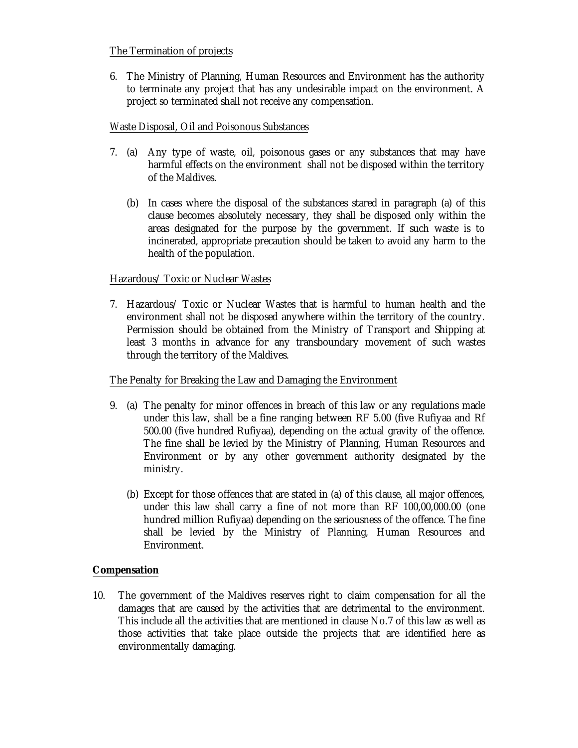The Termination of projects

6. The Ministry of Planning, Human Resources and Environment has the authority to terminate any project that has any undesirable impact on the environment. A project so terminated shall not receive any compensation.

Waste Disposal, Oil and Poisonous Substances

7. (a) Any type of waste, oil, poisonous gases or any substances that may have harmful effects on the environment shall not be disposed within the territory of the Maldives.

   (b) In cases where the disposal of the substances stared in paragraph (a) of this clause becomes absolutely necessary, they shall be disposed only within the areas designated for the purpose by the government. If such waste is to incinerated, appropriate precaution should be taken to avoid any harm to the health of the population.

Hazardous/ Toxic or Nuclear Wastes

7. Hazardous/ Toxic or Nuclear Wastes that is harmful to human health and the environment shall not be disposed anywhere within the territory of the country. Permission should be obtained from the Ministry of Transport and Shipping at least 3 months in advance for any transboundary movement of such wastes through the territory of the Maldives.

The Penalty for Breaking the Law and Damaging the Environment

9. (a) The penalty for minor offences in breach of this law or any regulations made under this law, shall be a fine ranging between RF 5.00 (five Rufiyaa and Rf 500.00 (five hundred Rufiyaa), depending on the actual gravity of the offence. The fine shall be levied by the Ministry of Planning, Human Resources and Environment or by any other government authority designated by the ministry.

   (b) Except for those offences that are stated in (a) of this clause, all major offences, under this law shall carry a fine of not more than RF 100,00,000.00 (one hundred million Rufiyaa) depending on the seriousness of the offence. The fine shall be levied by the Ministry of Planning, Human Resources and Environment.

**Compensation**

10. The government of the Maldives reserves right to claim compensation for all the damages that are caused by the activities that are detrimental to the environment. This include all the activities that are mentioned in clause No.7 of this law as well as those activities that take place outside the projects that are identified here as environmentally damaging.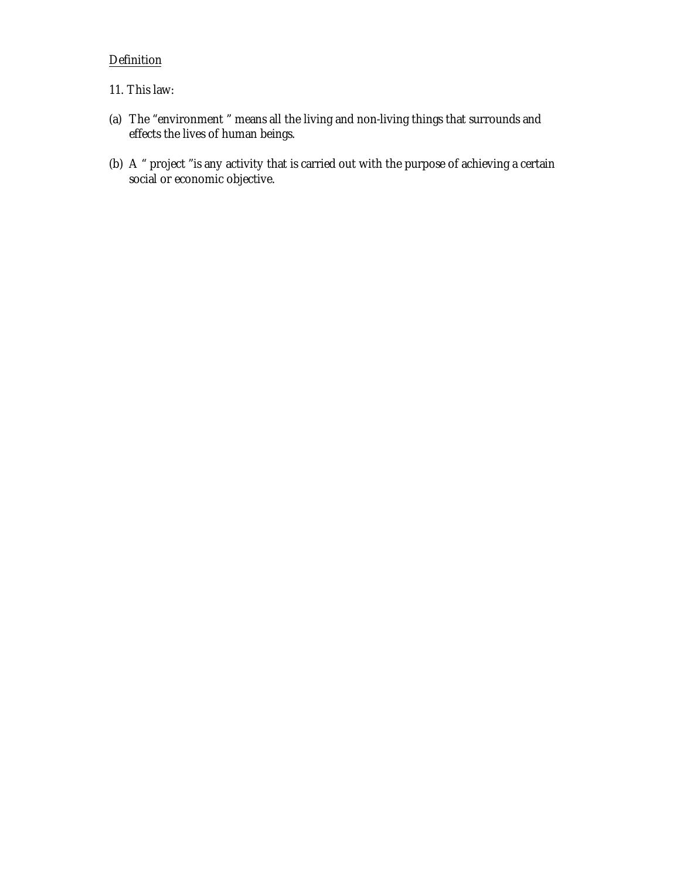<u>Definition</u>

11. This law:

(a) The "environment " means all the living and non-living things that surrounds and effects the lives of human beings.

(b) A " project "is any activity that is carried out with the purpose of achieving a certain social or economic objective.